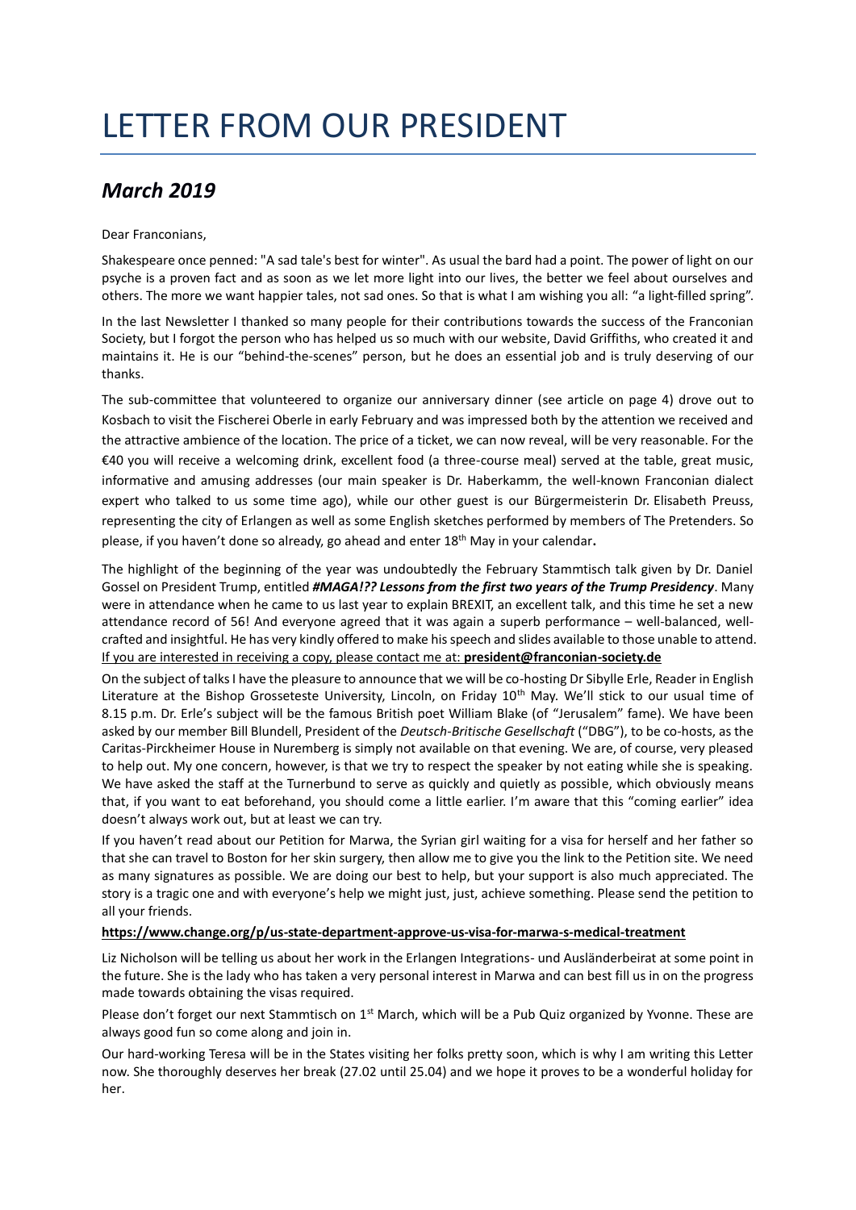# LETTER FROM OUR PRESIDENT

## *March 2019*

Dear Franconians,

Shakespeare once penned: "A sad tale's best for winter". As usual the bard had a point. The power of light on our psyche is a proven fact and as soon as we let more light into our lives, the better we feel about ourselves and others. The more we want happier tales, not sad ones. So that is what I am wishing you all: "a light-filled spring".

In the last Newsletter I thanked so many people for their contributions towards the success of the Franconian Society, but I forgot the person who has helped us so much with our website, David Griffiths, who created it and maintains it. He is our "behind-the-scenes" person, but he does an essential job and is truly deserving of our thanks.

The sub-committee that volunteered to organize our anniversary dinner (see article on page 4) drove out to Kosbach to visit the Fischerei Oberle in early February and was impressed both by the attention we received and the attractive ambience of the location. The price of a ticket, we can now reveal, will be very reasonable. For the €40 you will receive a welcoming drink, excellent food (a three-course meal) served at the table, great music, informative and amusing addresses (our main speaker is Dr. Haberkamm, the well-known Franconian dialect expert who talked to us some time ago), while our other guest is our Bürgermeisterin Dr. Elisabeth Preuss, representing the city of Erlangen as well as some English sketches performed by members of The Pretenders. So please, if you haven't done so already, go ahead and enter 18th May in your calendar**.**

The highlight of the beginning of the year was undoubtedly the February Stammtisch talk given by Dr. Daniel Gossel on President Trump, entitled ***#MAGA!?? Lessons from the first two years of the Trump Presidency***. Many were in attendance when he came to us last year to explain BREXIT, an excellent talk, and this time he set a new attendance record of 56! And everyone agreed that it was again a superb performance – well-balanced, well-crafted and insightful. He has very kindly offered to make his speech and slides available to those unable to attend. If you are interested in receiving a copy, please contact me at: **president@franconian-society.de**

On the subject of talks I have the pleasure to announce that we will be co-hosting Dr Sibylle Erle, Reader in English Literature at the Bishop Grosseteste University, Lincoln, on Friday 10th May. We'll stick to our usual time of 8.15 p.m. Dr. Erle's subject will be the famous British poet William Blake (of "Jerusalem" fame). We have been asked by our member Bill Blundell, President of the *Deutsch-Britische Gesellschaft* ("DBG"), to be co-hosts, as the Caritas-Pirckheimer House in Nuremberg is simply not available on that evening. We are, of course, very pleased to help out. My one concern, however, is that we try to respect the speaker by not eating while she is speaking. We have asked the staff at the Turnerbund to serve as quickly and quietly as possible, which obviously means that, if you want to eat beforehand, you should come a little earlier. I'm aware that this "coming earlier" idea doesn't always work out, but at least we can try.

If you haven't read about our Petition for Marwa, the Syrian girl waiting for a visa for herself and her father so that she can travel to Boston for her skin surgery, then allow me to give you the link to the Petition site. We need as many signatures as possible. We are doing our best to help, but your support is also much appreciated. The story is a tragic one and with everyone's help we might just, just, achieve something. Please send the petition to all your friends.

**https://www.change.org/p/us-state-department-approve-us-visa-for-marwa-s-medical-treatment**

Liz Nicholson will be telling us about her work in the Erlangen Integrations- und Ausländerbeirat at some point in the future. She is the lady who has taken a very personal interest in Marwa and can best fill us in on the progress made towards obtaining the visas required.

Please don't forget our next Stammtisch on 1st March, which will be a Pub Quiz organized by Yvonne. These are always good fun so come along and join in.

Our hard-working Teresa will be in the States visiting her folks pretty soon, which is why I am writing this Letter now. She thoroughly deserves her break (27.02 until 25.04) and we hope it proves to be a wonderful holiday for her.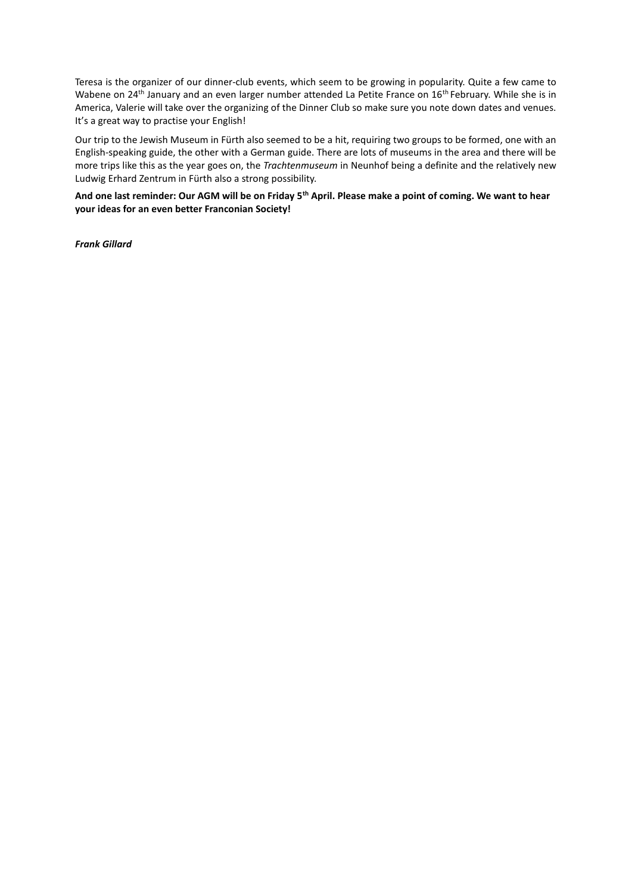Teresa is the organizer of our dinner-club events, which seem to be growing in popularity. Quite a few came to Wabene on 24th January and an even larger number attended La Petite France on 16th February. While she is in America, Valerie will take over the organizing of the Dinner Club so make sure you note down dates and venues. It's a great way to practise your English!

Our trip to the Jewish Museum in Fürth also seemed to be a hit, requiring two groups to be formed, one with an English-speaking guide, the other with a German guide. There are lots of museums in the area and there will be more trips like this as the year goes on, the *Trachtenmuseum* in Neunhof being a definite and the relatively new Ludwig Erhard Zentrum in Fürth also a strong possibility.

**And one last reminder: Our AGM will be on Friday 5th April. Please make a point of coming. We want to hear your ideas for an even better Franconian Society!**

***Frank Gillard***